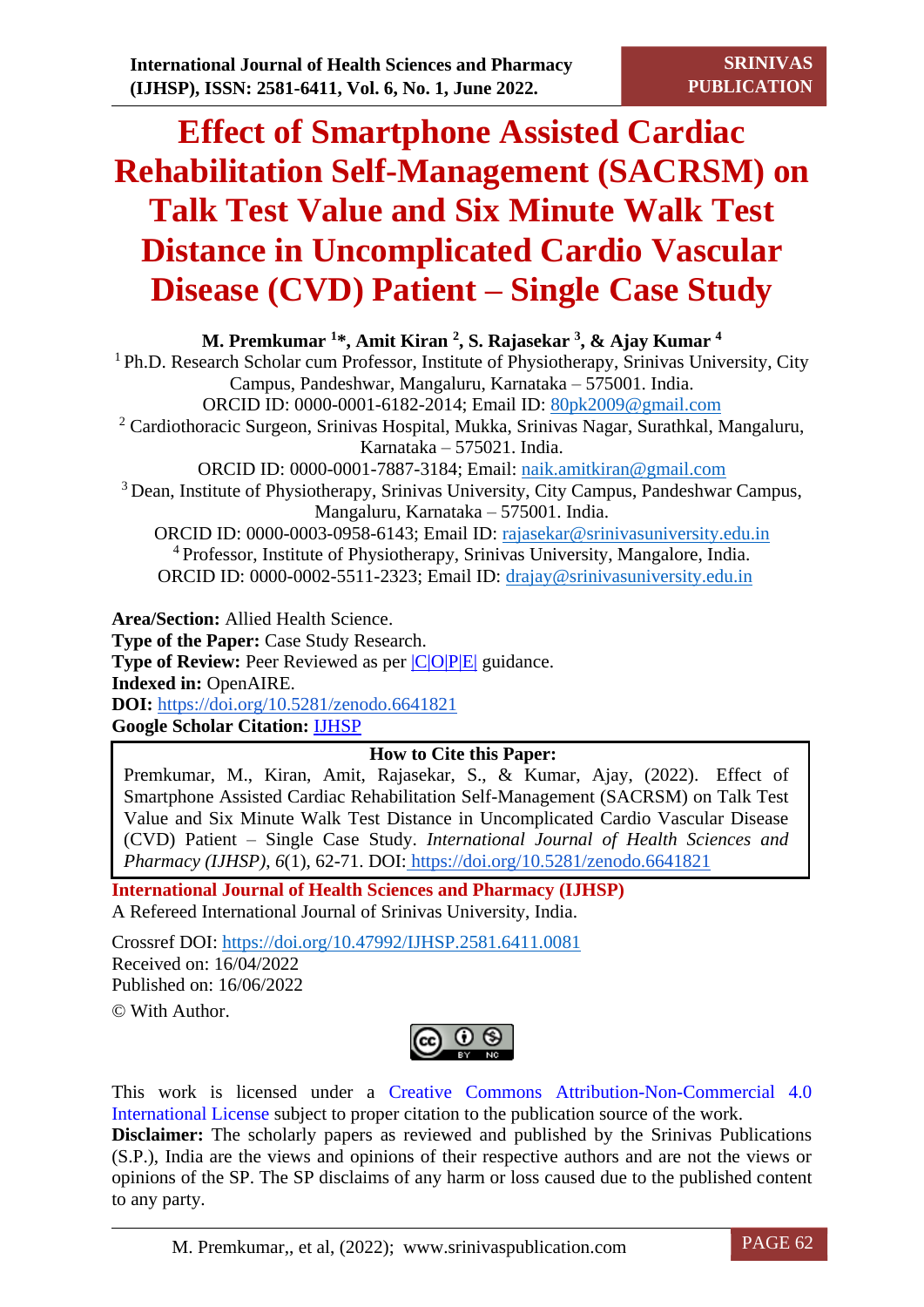# Effect of Smartphone Assisted Cardiac Rehabilitation Self-Management (SACRSM) on Talk Test Value and Six Minute Walk Test Distance in Uncomplicated Cardio Vascular Disease (CVD) Patient – Single Case Study

**M. Premkumar [1]\*, Amit Kiran [2], S. Rajasekar [3], & Ajay Kumar [4]**

[1] Ph.D. Research Scholar cum Professor, Institute of Physiotherapy, Srinivas University, City Campus, Pandeshwar, Mangaluru, Karnataka – 575001. India.
ORCID ID: 0000-0001-6182-2014; Email ID: 80pk2009@gmail.com

[2] Cardiothoracic Surgeon, Srinivas Hospital, Mukka, Srinivas Nagar, Surathkal, Mangaluru, Karnataka – 575021. India.
ORCID ID: 0000-0001-7887-3184; Email: naik.amitkiran@gmail.com

[3] Dean, Institute of Physiotherapy, Srinivas University, City Campus, Pandeshwar Campus, Mangaluru, Karnataka – 575001. India.
ORCID ID: 0000-0003-0958-6143; Email ID: rajasekar@srinivasuniversity.edu.in

[4] Professor, Institute of Physiotherapy, Srinivas University, Mangalore, India.
ORCID ID: 0000-0002-5511-2323; Email ID: drajay@srinivasuniversity.edu.in

**Area/Section:** Allied Health Science.
**Type of the Paper:** Case Study Research.
**Type of Review:** Peer Reviewed as per |C|O|P|E| guidance.
**Indexed in:** OpenAIRE.
**DOI:** https://doi.org/10.5281/zenodo.6641821
**Google Scholar Citation:** IJHSP

**How to Cite this Paper:**

Premkumar, M., Kiran, Amit, Rajasekar, S., & Kumar, Ajay, (2022). Effect of Smartphone Assisted Cardiac Rehabilitation Self-Management (SACRSM) on Talk Test Value and Six Minute Walk Test Distance in Uncomplicated Cardio Vascular Disease (CVD) Patient – Single Case Study. *International Journal of Health Sciences and Pharmacy (IJHSP)*, *6*(1), 62-71. DOI: https://doi.org/10.5281/zenodo.6641821

**International Journal of Health Sciences and Pharmacy (IJHSP)**
A Refereed International Journal of Srinivas University, India.

Crossref DOI: https://doi.org/10.47992/IJHSP.2581.6411.0081
Received on: 16/04/2022
Published on: 16/06/2022
© With Author.

This work is licensed under a Creative Commons Attribution-Non-Commercial 4.0 International License subject to proper citation to the publication source of the work.

**Disclaimer:** The scholarly papers as reviewed and published by the Srinivas Publications (S.P.), India are the views and opinions of their respective authors and are not the views or opinions of the SP. The SP disclaims of any harm or loss caused due to the published content to any party.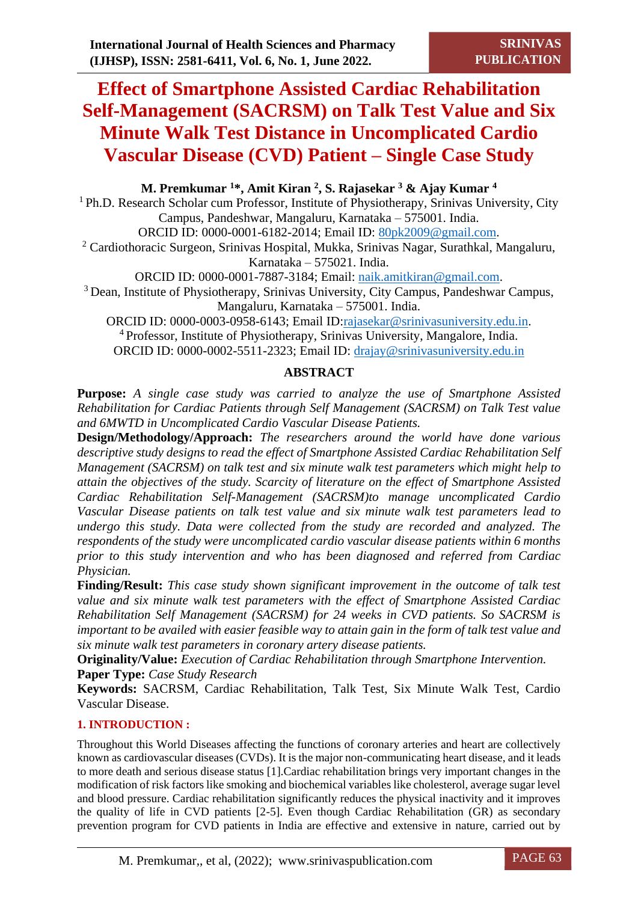# Effect of Smartphone Assisted Cardiac Rehabilitation Self-Management (SACRSM) on Talk Test Value and Six Minute Walk Test Distance in Uncomplicated Cardio Vascular Disease (CVD) Patient – Single Case Study

**M. Premkumar [1]\*, Amit Kiran [2], S. Rajasekar [3] & Ajay Kumar [4]**

[1] Ph.D. Research Scholar cum Professor, Institute of Physiotherapy, Srinivas University, City Campus, Pandeshwar, Mangaluru, Karnataka – 575001. India.
ORCID ID: 0000-0001-6182-2014; Email ID: 80pk2009@gmail.com.

[2] Cardiothoracic Surgeon, Srinivas Hospital, Mukka, Srinivas Nagar, Surathkal, Mangaluru, Karnataka – 575021. India.
ORCID ID: 0000-0001-7887-3184; Email: naik.amitkiran@gmail.com.

[3] Dean, Institute of Physiotherapy, Srinivas University, City Campus, Pandeshwar Campus, Mangaluru, Karnataka – 575001. India.
ORCID ID: 0000-0003-0958-6143; Email ID:rajasekar@srinivasuniversity.edu.in.

[4] Professor, Institute of Physiotherapy, Srinivas University, Mangalore, India.
ORCID ID: 0000-0002-5511-2323; Email ID: drajay@srinivasuniversity.edu.in

## ABSTRACT

**Purpose:** *A single case study was carried to analyze the use of Smartphone Assisted Rehabilitation for Cardiac Patients through Self Management (SACRSM) on Talk Test value and 6MWTD in Uncomplicated Cardio Vascular Disease Patients.*

**Design/Methodology/Approach:** *The researchers around the world have done various descriptive study designs to read the effect of Smartphone Assisted Cardiac Rehabilitation Self Management (SACRSM) on talk test and six minute walk test parameters which might help to attain the objectives of the study. Scarcity of literature on the effect of Smartphone Assisted Cardiac Rehabilitation Self-Management (SACRSM)to manage uncomplicated Cardio Vascular Disease patients on talk test value and six minute walk test parameters lead to undergo this study. Data were collected from the study are recorded and analyzed. The respondents of the study were uncomplicated cardio vascular disease patients within 6 months prior to this study intervention and who has been diagnosed and referred from Cardiac Physician.*

**Finding/Result:** *This case study shown significant improvement in the outcome of talk test value and six minute walk test parameters with the effect of Smartphone Assisted Cardiac Rehabilitation Self Management (SACRSM) for 24 weeks in CVD patients. So SACRSM is important to be availed with easier feasible way to attain gain in the form of talk test value and six minute walk test parameters in coronary artery disease patients.*

**Originality/Value:** *Execution of Cardiac Rehabilitation through Smartphone Intervention.*

**Paper Type:** *Case Study Research*

**Keywords:** SACRSM, Cardiac Rehabilitation, Talk Test, Six Minute Walk Test, Cardio Vascular Disease.

## 1. INTRODUCTION :

Throughout this World Diseases affecting the functions of coronary arteries and heart are collectively known as cardiovascular diseases (CVDs). It is the major non-communicating heart disease, and it leads to more death and serious disease status [1].Cardiac rehabilitation brings very important changes in the modification of risk factors like smoking and biochemical variables like cholesterol, average sugar level and blood pressure. Cardiac rehabilitation significantly reduces the physical inactivity and it improves the quality of life in CVD patients [2-5]. Even though Cardiac Rehabilitation (GR) as secondary prevention program for CVD patients in India are effective and extensive in nature, carried out by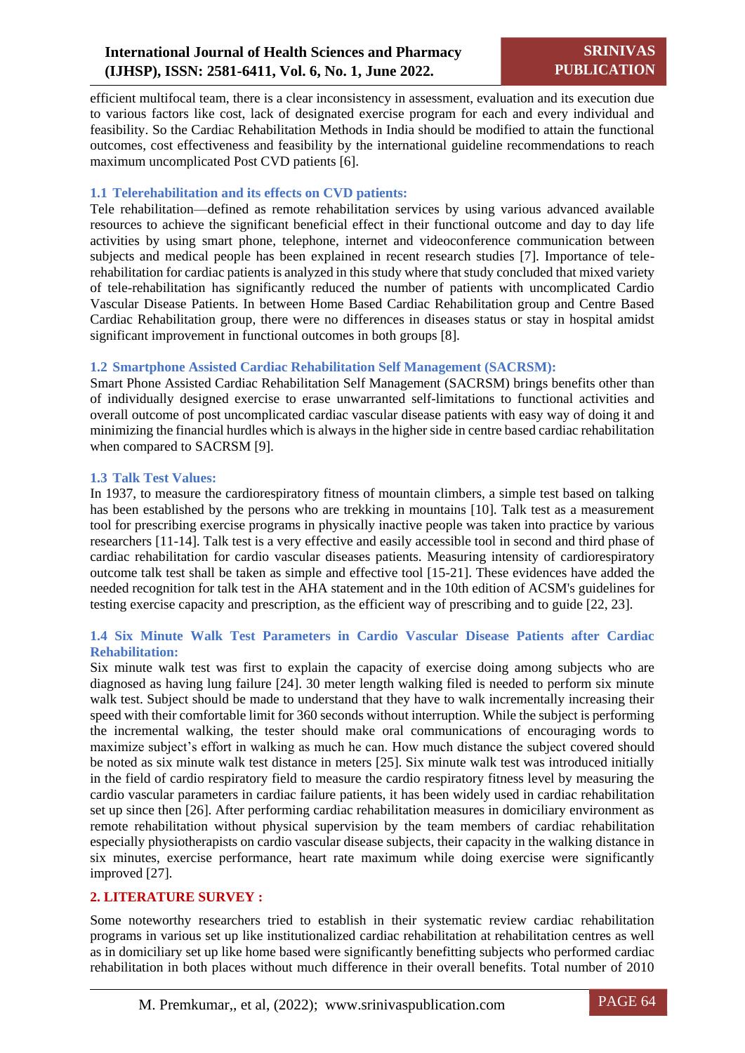efficient multifocal team, there is a clear inconsistency in assessment, evaluation and its execution due to various factors like cost, lack of designated exercise program for each and every individual and feasibility. So the Cardiac Rehabilitation Methods in India should be modified to attain the functional outcomes, cost effectiveness and feasibility by the international guideline recommendations to reach maximum uncomplicated Post CVD patients [6].

### 1.1 Telerehabilitation and its effects on CVD patients:

Tele rehabilitation—defined as remote rehabilitation services by using various advanced available resources to achieve the significant beneficial effect in their functional outcome and day to day life activities by using smart phone, telephone, internet and videoconference communication between subjects and medical people has been explained in recent research studies [7]. Importance of tele-rehabilitation for cardiac patients is analyzed in this study where that study concluded that mixed variety of tele-rehabilitation has significantly reduced the number of patients with uncomplicated Cardio Vascular Disease Patients. In between Home Based Cardiac Rehabilitation group and Centre Based Cardiac Rehabilitation group, there were no differences in diseases status or stay in hospital amidst significant improvement in functional outcomes in both groups [8].

### 1.2 Smartphone Assisted Cardiac Rehabilitation Self Management (SACRSM):

Smart Phone Assisted Cardiac Rehabilitation Self Management (SACRSM) brings benefits other than of individually designed exercise to erase unwarranted self-limitations to functional activities and overall outcome of post uncomplicated cardiac vascular disease patients with easy way of doing it and minimizing the financial hurdles which is always in the higher side in centre based cardiac rehabilitation when compared to SACRSM [9].

### 1.3 Talk Test Values:

In 1937, to measure the cardiorespiratory fitness of mountain climbers, a simple test based on talking has been established by the persons who are trekking in mountains [10]. Talk test as a measurement tool for prescribing exercise programs in physically inactive people was taken into practice by various researchers [11-14]. Talk test is a very effective and easily accessible tool in second and third phase of cardiac rehabilitation for cardio vascular diseases patients. Measuring intensity of cardiorespiratory outcome talk test shall be taken as simple and effective tool [15-21]. These evidences have added the needed recognition for talk test in the AHA statement and in the 10th edition of ACSM's guidelines for testing exercise capacity and prescription, as the efficient way of prescribing and to guide [22, 23].

### 1.4 Six Minute Walk Test Parameters in Cardio Vascular Disease Patients after Cardiac Rehabilitation:

Six minute walk test was first to explain the capacity of exercise doing among subjects who are diagnosed as having lung failure [24]. 30 meter length walking filed is needed to perform six minute walk test. Subject should be made to understand that they have to walk incrementally increasing their speed with their comfortable limit for 360 seconds without interruption. While the subject is performing the incremental walking, the tester should make oral communications of encouraging words to maximize subject's effort in walking as much he can. How much distance the subject covered should be noted as six minute walk test distance in meters [25]. Six minute walk test was introduced initially in the field of cardio respiratory field to measure the cardio respiratory fitness level by measuring the cardio vascular parameters in cardiac failure patients, it has been widely used in cardiac rehabilitation set up since then [26]. After performing cardiac rehabilitation measures in domiciliary environment as remote rehabilitation without physical supervision by the team members of cardiac rehabilitation especially physiotherapists on cardio vascular disease subjects, their capacity in the walking distance in six minutes, exercise performance, heart rate maximum while doing exercise were significantly improved [27].

## 2. LITERATURE SURVEY :

Some noteworthy researchers tried to establish in their systematic review cardiac rehabilitation programs in various set up like institutionalized cardiac rehabilitation at rehabilitation centres as well as in domiciliary set up like home based were significantly benefitting subjects who performed cardiac rehabilitation in both places without much difference in their overall benefits. Total number of 2010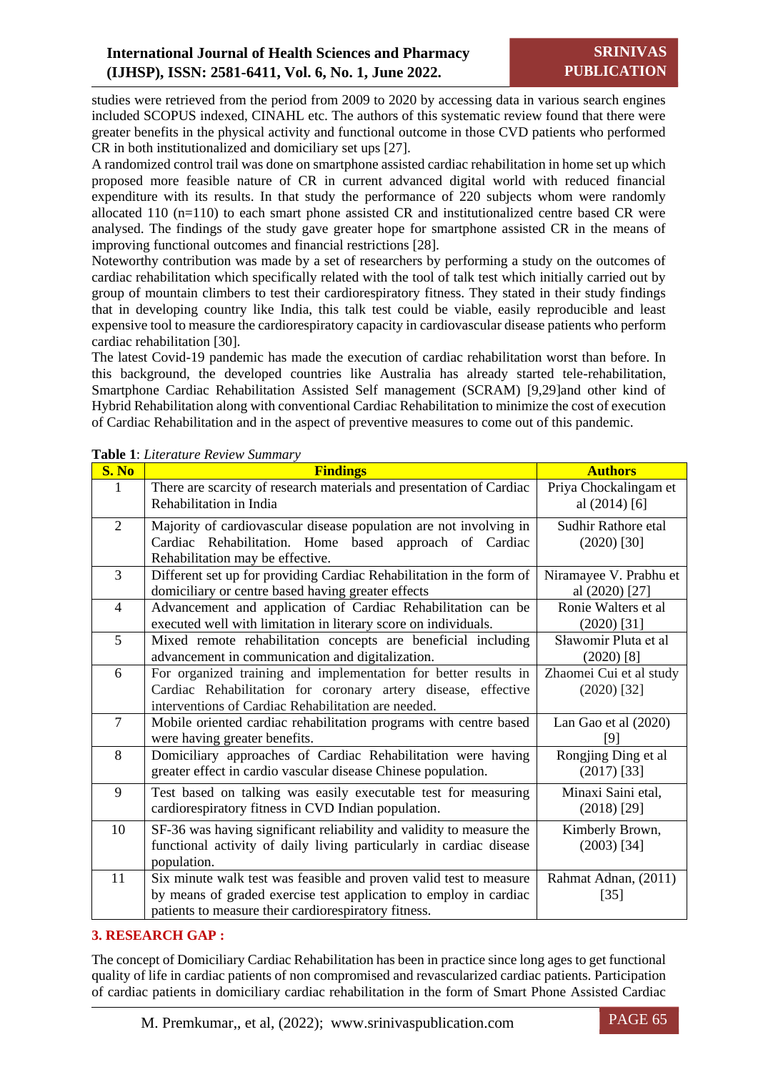studies were retrieved from the period from 2009 to 2020 by accessing data in various search engines included SCOPUS indexed, CINAHL etc. The authors of this systematic review found that there were greater benefits in the physical activity and functional outcome in those CVD patients who performed CR in both institutionalized and domiciliary set ups [27].

A randomized control trail was done on smartphone assisted cardiac rehabilitation in home set up which proposed more feasible nature of CR in current advanced digital world with reduced financial expenditure with its results. In that study the performance of 220 subjects whom were randomly allocated 110 (n=110) to each smart phone assisted CR and institutionalized centre based CR were analysed. The findings of the study gave greater hope for smartphone assisted CR in the means of improving functional outcomes and financial restrictions [28].

Noteworthy contribution was made by a set of researchers by performing a study on the outcomes of cardiac rehabilitation which specifically related with the tool of talk test which initially carried out by group of mountain climbers to test their cardiorespiratory fitness. They stated in their study findings that in developing country like India, this talk test could be viable, easily reproducible and least expensive tool to measure the cardiorespiratory capacity in cardiovascular disease patients who perform cardiac rehabilitation [30].

The latest Covid-19 pandemic has made the execution of cardiac rehabilitation worst than before. In this background, the developed countries like Australia has already started tele-rehabilitation, Smartphone Cardiac Rehabilitation Assisted Self management (SCRAM) [9,29]and other kind of Hybrid Rehabilitation along with conventional Cardiac Rehabilitation to minimize the cost of execution of Cardiac Rehabilitation and in the aspect of preventive measures to come out of this pandemic.

**Table 1**: *Literature Review Summary*

| S. No | Findings | Authors |
|---|---|---|
| 1 | There are scarcity of research materials and presentation of Cardiac Rehabilitation in India | Priya Chockalingam et al (2014) [6] |
| 2 | Majority of cardiovascular disease population are not involving in Cardiac Rehabilitation. Home based approach of Cardiac Rehabilitation may be effective. | Sudhir Rathore etal (2020) [30] |
| 3 | Different set up for providing Cardiac Rehabilitation in the form of domiciliary or centre based having greater effects | Niramayee V. Prabhu et al (2020) [27] |
| 4 | Advancement and application of Cardiac Rehabilitation can be executed well with limitation in literary score on individuals. | Ronie Walters et al (2020) [31] |
| 5 | Mixed remote rehabilitation concepts are beneficial including advancement in communication and digitalization. | Sławomir Pluta et al (2020) [8] |
| 6 | For organized training and implementation for better results in Cardiac Rehabilitation for coronary artery disease, effective interventions of Cardiac Rehabilitation are needed. | Zhaomei Cui et al study (2020) [32] |
| 7 | Mobile oriented cardiac rehabilitation programs with centre based were having greater benefits. | Lan Gao et al (2020) [9] |
| 8 | Domiciliary approaches of Cardiac Rehabilitation were having greater effect in cardio vascular disease Chinese population. | Rongjing Ding et al (2017) [33] |
| 9 | Test based on talking was easily executable test for measuring cardiorespiratory fitness in CVD Indian population. | Minaxi Saini etal, (2018) [29] |
| 10 | SF-36 was having significant reliability and validity to measure the functional activity of daily living particularly in cardiac disease population. | Kimberly Brown, (2003) [34] |
| 11 | Six minute walk test was feasible and proven valid test to measure by means of graded exercise test application to employ in cardiac patients to measure their cardiorespiratory fitness. | Rahmat Adnan, (2011) [35] |

## 3. RESEARCH GAP :

The concept of Domiciliary Cardiac Rehabilitation has been in practice since long ages to get functional quality of life in cardiac patients of non compromised and revascularized cardiac patients. Participation of cardiac patients in domiciliary cardiac rehabilitation in the form of Smart Phone Assisted Cardiac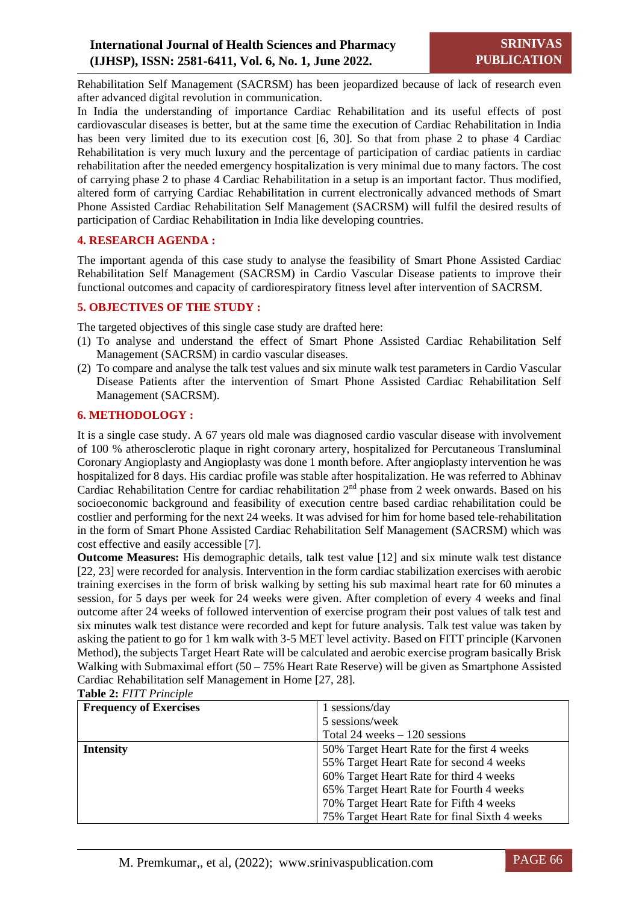Rehabilitation Self Management (SACRSM) has been jeopardized because of lack of research even after advanced digital revolution in communication.

In India the understanding of importance Cardiac Rehabilitation and its useful effects of post cardiovascular diseases is better, but at the same time the execution of Cardiac Rehabilitation in India has been very limited due to its execution cost [6, 30]. So that from phase 2 to phase 4 Cardiac Rehabilitation is very much luxury and the percentage of participation of cardiac patients in cardiac rehabilitation after the needed emergency hospitalization is very minimal due to many factors. The cost of carrying phase 2 to phase 4 Cardiac Rehabilitation in a setup is an important factor. Thus modified, altered form of carrying Cardiac Rehabilitation in current electronically advanced methods of Smart Phone Assisted Cardiac Rehabilitation Self Management (SACRSM) will fulfil the desired results of participation of Cardiac Rehabilitation in India like developing countries.

## 4. RESEARCH AGENDA :

The important agenda of this case study to analyse the feasibility of Smart Phone Assisted Cardiac Rehabilitation Self Management (SACRSM) in Cardio Vascular Disease patients to improve their functional outcomes and capacity of cardiorespiratory fitness level after intervention of SACRSM.

## 5. OBJECTIVES OF THE STUDY :

The targeted objectives of this single case study are drafted here:

(1) To analyse and understand the effect of Smart Phone Assisted Cardiac Rehabilitation Self Management (SACRSM) in cardio vascular diseases.

(2) To compare and analyse the talk test values and six minute walk test parameters in Cardio Vascular Disease Patients after the intervention of Smart Phone Assisted Cardiac Rehabilitation Self Management (SACRSM).

## 6. METHODOLOGY :

It is a single case study. A 67 years old male was diagnosed cardio vascular disease with involvement of 100 % atherosclerotic plaque in right coronary artery, hospitalized for Percutaneous Transluminal Coronary Angioplasty and Angioplasty was done 1 month before. After angioplasty intervention he was hospitalized for 8 days. His cardiac profile was stable after hospitalization. He was referred to Abhinav Cardiac Rehabilitation Centre for cardiac rehabilitation 2nd phase from 2 week onwards. Based on his socioeconomic background and feasibility of execution centre based cardiac rehabilitation could be costlier and performing for the next 24 weeks. It was advised for him for home based tele-rehabilitation in the form of Smart Phone Assisted Cardiac Rehabilitation Self Management (SACRSM) which was cost effective and easily accessible [7].

**Outcome Measures:** His demographic details, talk test value [12] and six minute walk test distance [22, 23] were recorded for analysis. Intervention in the form cardiac stabilization exercises with aerobic training exercises in the form of brisk walking by setting his sub maximal heart rate for 60 minutes a session, for 5 days per week for 24 weeks were given. After completion of every 4 weeks and final outcome after 24 weeks of followed intervention of exercise program their post values of talk test and six minutes walk test distance were recorded and kept for future analysis. Talk test value was taken by asking the patient to go for 1 km walk with 3-5 MET level activity. Based on FITT principle (Karvonen Method), the subjects Target Heart Rate will be calculated and aerobic exercise program basically Brisk Walking with Submaximal effort (50 – 75% Heart Rate Reserve) will be given as Smartphone Assisted Cardiac Rehabilitation self Management in Home [27, 28].

**Table 2:** *FITT Principle*

| | |
|---|---|
| **Frequency of Exercises** | 1 sessions/day<br>5 sessions/week<br>Total 24 weeks – 120 sessions |
| **Intensity** | 50% Target Heart Rate for the first 4 weeks<br>55% Target Heart Rate for second 4 weeks<br>60% Target Heart Rate for third 4 weeks<br>65% Target Heart Rate for Fourth 4 weeks<br>70% Target Heart Rate for Fifth 4 weeks<br>75% Target Heart Rate for final Sixth 4 weeks |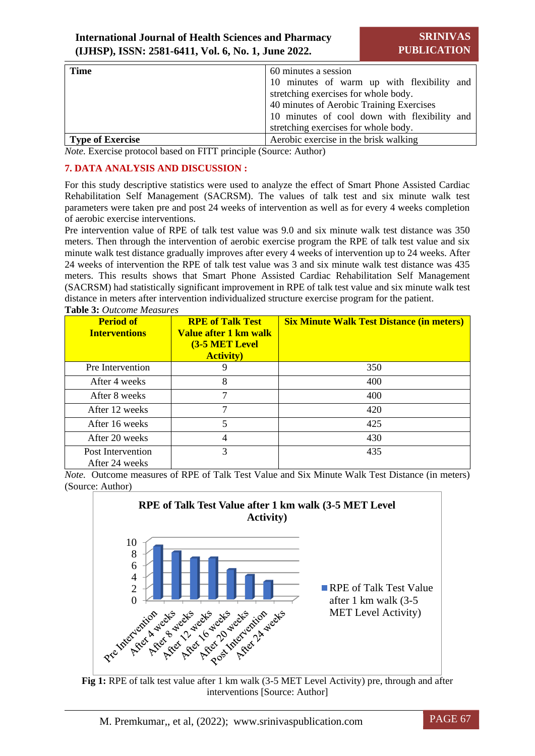| Time | 60 minutes a session<br>10 minutes of warm up with flexibility and stretching exercises for whole body.<br>40 minutes of Aerobic Training Exercises<br>10 minutes of cool down with flexibility and stretching exercises for whole body. |
|---|---|
| **Type of Exercise** | Aerobic exercise in the brisk walking |

*Note.* Exercise protocol based on FITT principle (Source: Author)

## 7. DATA ANALYSIS AND DISCUSSION :

For this study descriptive statistics were used to analyze the effect of Smart Phone Assisted Cardiac Rehabilitation Self Management (SACRSM). The values of talk test and six minute walk test parameters were taken pre and post 24 weeks of intervention as well as for every 4 weeks completion of aerobic exercise interventions.

Pre intervention value of RPE of talk test value was 9.0 and six minute walk test distance was 350 meters. Then through the intervention of aerobic exercise program the RPE of talk test value and six minute walk test distance gradually improves after every 4 weeks of intervention up to 24 weeks. After 24 weeks of intervention the RPE of talk test value was 3 and six minute walk test distance was 435 meters. This results shows that Smart Phone Assisted Cardiac Rehabilitation Self Management (SACRSM) had statistically significant improvement in RPE of talk test value and six minute walk test distance in meters after intervention individualized structure exercise program for the patient.

**Table 3:** *Outcome Measures*

| Period of Interventions | RPE of Talk Test Value after 1 km walk (3-5 MET Level Activity) | Six Minute Walk Test Distance (in meters) |
|---|---|---|
| Pre Intervention | 9 | 350 |
| After 4 weeks | 8 | 400 |
| After 8 weeks | 7 | 400 |
| After 12 weeks | 7 | 420 |
| After 16 weeks | 5 | 425 |
| After 20 weeks | 4 | 430 |
| Post Intervention After 24 weeks | 3 | 435 |

*Note.* Outcome measures of RPE of Talk Test Value and Six Minute Walk Test Distance (in meters) (Source: Author)

**RPE of Talk Test Value after 1 km walk (3-5 MET Level Activity)**

| Period | RPE of Talk Test Value after 1 km walk (3-5 MET Level Activity) |
|---|---|
| Pre Intervention | 9 |
| After 4 weeks | 8 |
| After 8 weeks | 7 |
| After 12 weeks | 7 |
| After 16 weeks | 5 |
| After 20 weeks | 4 |
| Post Intervention After 24 weeks | 3 |

**Fig 1:** RPE of talk test value after 1 km walk (3-5 MET Level Activity) pre, through and after interventions [Source: Author]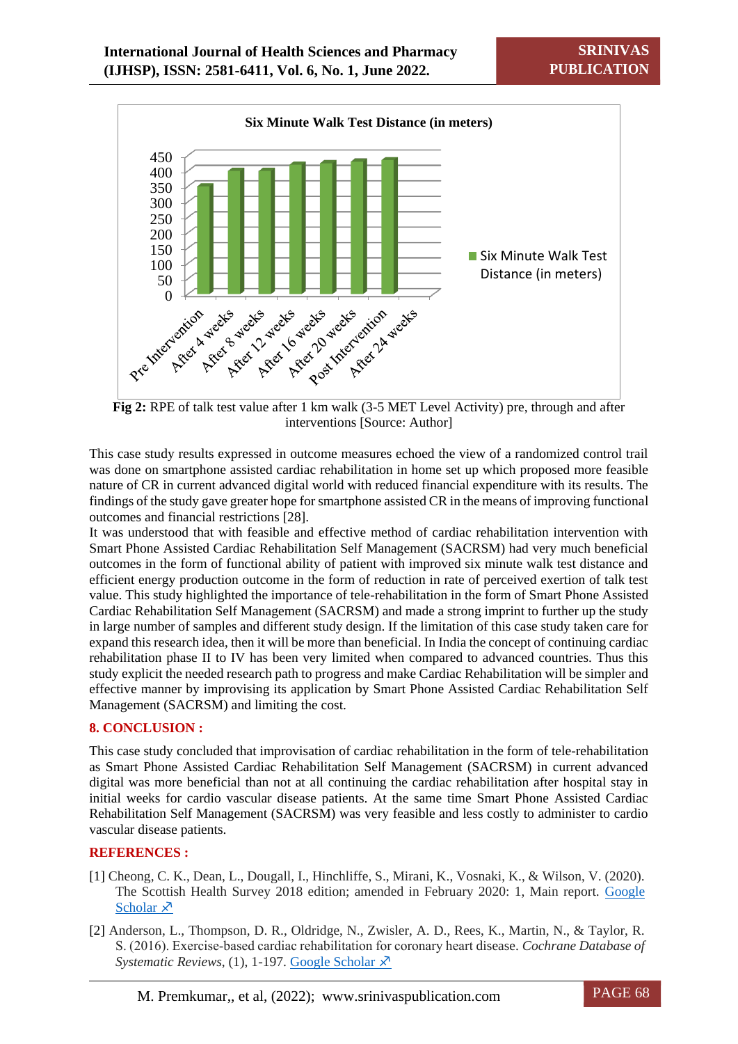Six Minute Walk Test Distance (in meters)

**Fig 2:** RPE of talk test value after 1 km walk (3-5 MET Level Activity) pre, through and after interventions [Source: Author]

This case study results expressed in outcome measures echoed the view of a randomized control trail was done on smartphone assisted cardiac rehabilitation in home set up which proposed more feasible nature of CR in current advanced digital world with reduced financial expenditure with its results. The findings of the study gave greater hope for smartphone assisted CR in the means of improving functional outcomes and financial restrictions [28].

It was understood that with feasible and effective method of cardiac rehabilitation intervention with Smart Phone Assisted Cardiac Rehabilitation Self Management (SACRSM) had very much beneficial outcomes in the form of functional ability of patient with improved six minute walk test distance and efficient energy production outcome in the form of reduction in rate of perceived exertion of talk test value. This study highlighted the importance of tele-rehabilitation in the form of Smart Phone Assisted Cardiac Rehabilitation Self Management (SACRSM) and made a strong imprint to further up the study in large number of samples and different study design. If the limitation of this case study taken care for expand this research idea, then it will be more than beneficial. In India the concept of continuing cardiac rehabilitation phase II to IV has been very limited when compared to advanced countries. Thus this study explicit the needed research path to progress and make Cardiac Rehabilitation will be simpler and effective manner by improvising its application by Smart Phone Assisted Cardiac Rehabilitation Self Management (SACRSM) and limiting the cost.

## 8. CONCLUSION :

This case study concluded that improvisation of cardiac rehabilitation in the form of tele-rehabilitation as Smart Phone Assisted Cardiac Rehabilitation Self Management (SACRSM) in current advanced digital was more beneficial than not at all continuing the cardiac rehabilitation after hospital stay in initial weeks for cardio vascular disease patients. At the same time Smart Phone Assisted Cardiac Rehabilitation Self Management (SACRSM) was very feasible and less costly to administer to cardio vascular disease patients.

## REFERENCES :

[1] Cheong, C. K., Dean, L., Dougall, I., Hinchliffe, S., Mirani, K., Vosnaki, K., & Wilson, V. (2020). The Scottish Health Survey 2018 edition; amended in February 2020: 1, Main report. Google Scholar ↗

[2] Anderson, L., Thompson, D. R., Oldridge, N., Zwisler, A. D., Rees, K., Martin, N., & Taylor, R. S. (2016). Exercise-based cardiac rehabilitation for coronary heart disease. *Cochrane Database of Systematic Reviews*, (1), 1-197. Google Scholar ↗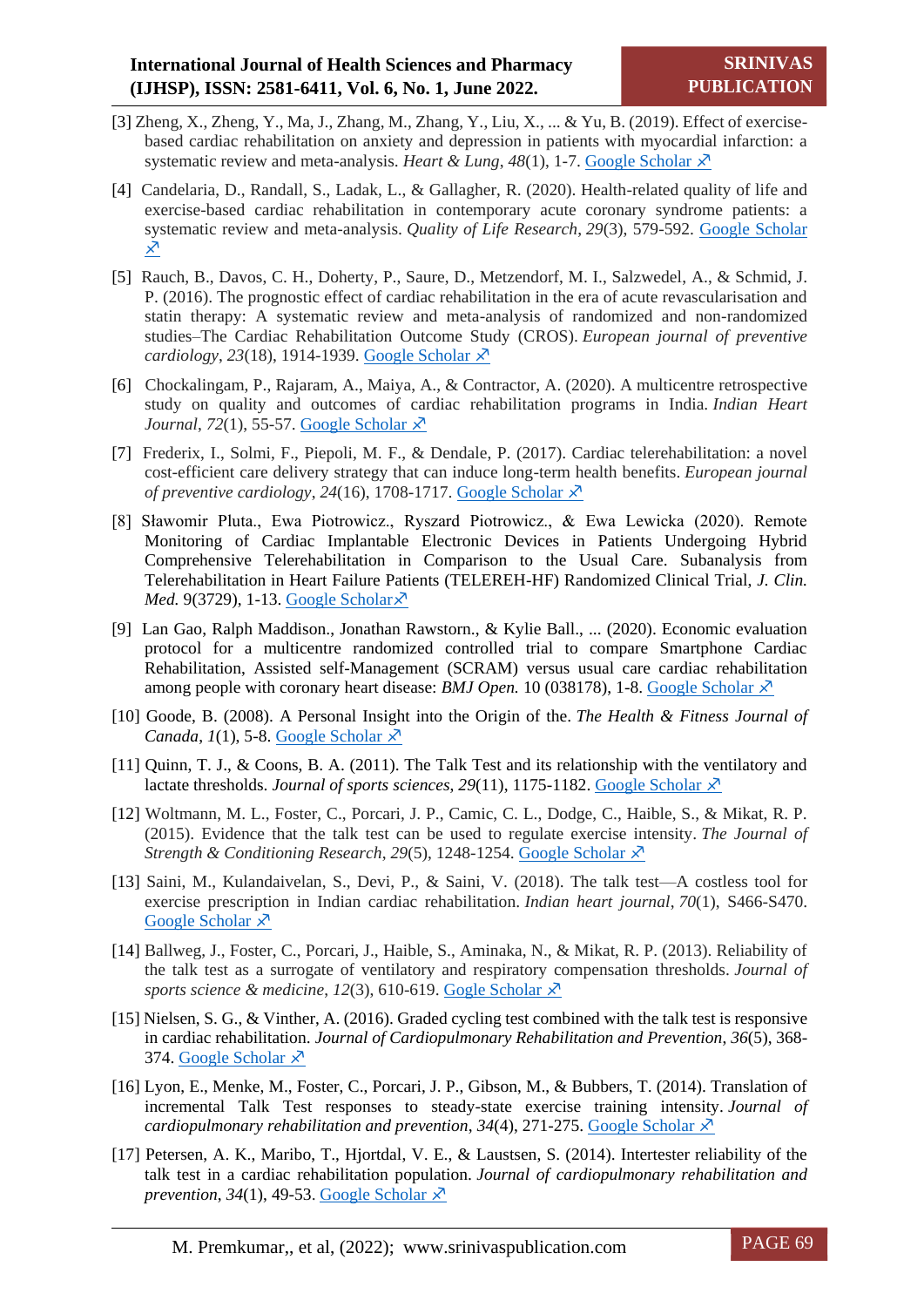[3] Zheng, X., Zheng, Y., Ma, J., Zhang, M., Zhang, Y., Liu, X., ... & Yu, B. (2019). Effect of exercise-based cardiac rehabilitation on anxiety and depression in patients with myocardial infarction: a systematic review and meta-analysis. *Heart & Lung*, *48*(1), 1-7. Google Scholar ↗

[4] Candelaria, D., Randall, S., Ladak, L., & Gallagher, R. (2020). Health-related quality of life and exercise-based cardiac rehabilitation in contemporary acute coronary syndrome patients: a systematic review and meta-analysis. *Quality of Life Research*, *29*(3), 579-592. Google Scholar ↗

[5] Rauch, B., Davos, C. H., Doherty, P., Saure, D., Metzendorf, M. I., Salzwedel, A., & Schmid, J. P. (2016). The prognostic effect of cardiac rehabilitation in the era of acute revascularisation and statin therapy: A systematic review and meta-analysis of randomized and non-randomized studies–The Cardiac Rehabilitation Outcome Study (CROS). *European journal of preventive cardiology*, *23*(18), 1914-1939. Google Scholar ↗

[6] Chockalingam, P., Rajaram, A., Maiya, A., & Contractor, A. (2020). A multicentre retrospective study on quality and outcomes of cardiac rehabilitation programs in India. *Indian Heart Journal*, *72*(1), 55-57. Google Scholar ↗

[7] Frederix, I., Solmi, F., Piepoli, M. F., & Dendale, P. (2017). Cardiac telerehabilitation: a novel cost-efficient care delivery strategy that can induce long-term health benefits. *European journal of preventive cardiology*, *24*(16), 1708-1717. Google Scholar ↗

[8] Sławomir Pluta., Ewa Piotrowicz., Ryszard Piotrowicz., & Ewa Lewicka (2020). Remote Monitoring of Cardiac Implantable Electronic Devices in Patients Undergoing Hybrid Comprehensive Telerehabilitation in Comparison to the Usual Care. Subanalysis from Telerehabilitation in Heart Failure Patients (TELEREH-HF) Randomized Clinical Trial, *J. Clin. Med.* 9(3729), 1-13. Google Scholar↗

[9] Lan Gao, Ralph Maddison., Jonathan Rawstorn., & Kylie Ball., ... (2020). Economic evaluation protocol for a multicentre randomized controlled trial to compare Smartphone Cardiac Rehabilitation, Assisted self-Management (SCRAM) versus usual care cardiac rehabilitation among people with coronary heart disease: *BMJ Open.* 10 (038178), 1-8. Google Scholar ↗

[10] Goode, B. (2008). A Personal Insight into the Origin of the. *The Health & Fitness Journal of Canada*, *1*(1), 5-8. Google Scholar ↗

[11] Quinn, T. J., & Coons, B. A. (2011). The Talk Test and its relationship with the ventilatory and lactate thresholds. *Journal of sports sciences*, *29*(11), 1175-1182. Google Scholar ↗

[12] Woltmann, M. L., Foster, C., Porcari, J. P., Camic, C. L., Dodge, C., Haible, S., & Mikat, R. P. (2015). Evidence that the talk test can be used to regulate exercise intensity. *The Journal of Strength & Conditioning Research*, *29*(5), 1248-1254. Google Scholar ↗

[13] Saini, M., Kulandaivelan, S., Devi, P., & Saini, V. (2018). The talk test—A costless tool for exercise prescription in Indian cardiac rehabilitation. *Indian heart journal*, *70*(1), S466-S470. Google Scholar ↗

[14] Ballweg, J., Foster, C., Porcari, J., Haible, S., Aminaka, N., & Mikat, R. P. (2013). Reliability of the talk test as a surrogate of ventilatory and respiratory compensation thresholds. *Journal of sports science & medicine*, *12*(3), 610-619. Gogle Scholar ↗

[15] Nielsen, S. G., & Vinther, A. (2016). Graded cycling test combined with the talk test is responsive in cardiac rehabilitation. *Journal of Cardiopulmonary Rehabilitation and Prevention*, *36*(5), 368-374. Google Scholar ↗

[16] Lyon, E., Menke, M., Foster, C., Porcari, J. P., Gibson, M., & Bubbers, T. (2014). Translation of incremental Talk Test responses to steady-state exercise training intensity. *Journal of cardiopulmonary rehabilitation and prevention*, *34*(4), 271-275. Google Scholar ↗

[17] Petersen, A. K., Maribo, T., Hjortdal, V. E., & Laustsen, S. (2014). Intertester reliability of the talk test in a cardiac rehabilitation population. *Journal of cardiopulmonary rehabilitation and prevention*, *34*(1), 49-53. Google Scholar ↗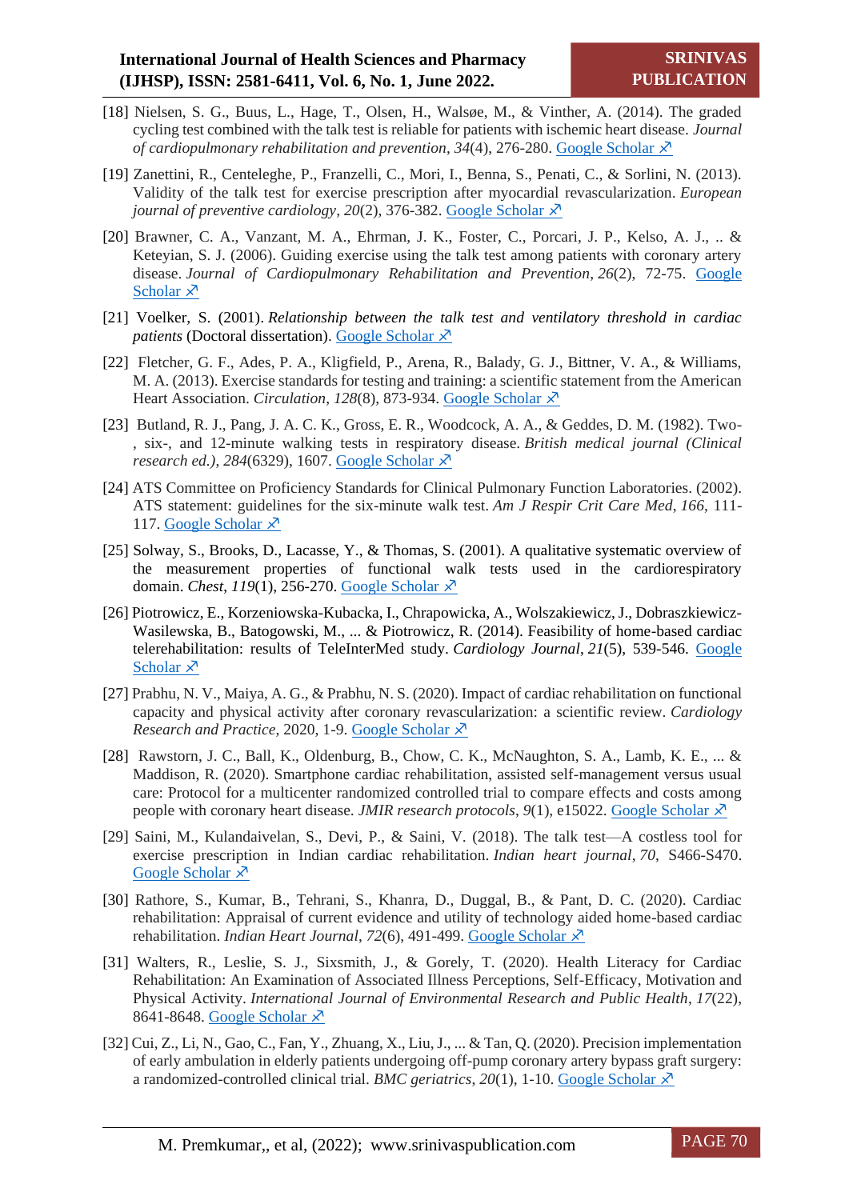[18] Nielsen, S. G., Buus, L., Hage, T., Olsen, H., Walsøe, M., & Vinther, A. (2014). The graded cycling test combined with the talk test is reliable for patients with ischemic heart disease. *Journal of cardiopulmonary rehabilitation and prevention*, *34*(4), 276-280. Google Scholar ↗

[19] Zanettini, R., Centeleghe, P., Franzelli, C., Mori, I., Benna, S., Penati, C., & Sorlini, N. (2013). Validity of the talk test for exercise prescription after myocardial revascularization. *European journal of preventive cardiology*, *20*(2), 376-382. Google Scholar ↗

[20] Brawner, C. A., Vanzant, M. A., Ehrman, J. K., Foster, C., Porcari, J. P., Kelso, A. J., .. & Keteyian, S. J. (2006). Guiding exercise using the talk test among patients with coronary artery disease. *Journal of Cardiopulmonary Rehabilitation and Prevention*, *26*(2), 72-75. Google Scholar ↗

[21] Voelker, S. (2001). *Relationship between the talk test and ventilatory threshold in cardiac patients* (Doctoral dissertation). Google Scholar ↗

[22] Fletcher, G. F., Ades, P. A., Kligfield, P., Arena, R., Balady, G. J., Bittner, V. A., & Williams, M. A. (2013). Exercise standards for testing and training: a scientific statement from the American Heart Association. *Circulation*, *128*(8), 873-934. Google Scholar ↗

[23] Butland, R. J., Pang, J. A. C. K., Gross, E. R., Woodcock, A. A., & Geddes, D. M. (1982). Two-, six-, and 12-minute walking tests in respiratory disease. *British medical journal (Clinical research ed.)*, *284*(6329), 1607. Google Scholar ↗

[24] ATS Committee on Proficiency Standards for Clinical Pulmonary Function Laboratories. (2002). ATS statement: guidelines for the six-minute walk test. *Am J Respir Crit Care Med*, *166*, 111-117. Google Scholar ↗

[25] Solway, S., Brooks, D., Lacasse, Y., & Thomas, S. (2001). A qualitative systematic overview of the measurement properties of functional walk tests used in the cardiorespiratory domain. *Chest*, *119*(1), 256-270. Google Scholar ↗

[26] Piotrowicz, E., Korzeniowska-Kubacka, I., Chrapowicka, A., Wolszakiewicz, J., Dobraszkiewicz-Wasilewska, B., Batogowski, M., ... & Piotrowicz, R. (2014). Feasibility of home-based cardiac telerehabilitation: results of TeleInterMed study. *Cardiology Journal*, *21*(5), 539-546. Google Scholar ↗

[27] Prabhu, N. V., Maiya, A. G., & Prabhu, N. S. (2020). Impact of cardiac rehabilitation on functional capacity and physical activity after coronary revascularization: a scientific review. *Cardiology Research and Practice*, 2020, 1-9. Google Scholar ↗

[28] Rawstorn, J. C., Ball, K., Oldenburg, B., Chow, C. K., McNaughton, S. A., Lamb, K. E., ... & Maddison, R. (2020). Smartphone cardiac rehabilitation, assisted self-management versus usual care: Protocol for a multicenter randomized controlled trial to compare effects and costs among people with coronary heart disease. *JMIR research protocols*, *9*(1), e15022. Google Scholar ↗

[29] Saini, M., Kulandaivelan, S., Devi, P., & Saini, V. (2018). The talk test—A costless tool for exercise prescription in Indian cardiac rehabilitation. *Indian heart journal*, *70*, S466-S470. Google Scholar ↗

[30] Rathore, S., Kumar, B., Tehrani, S., Khanra, D., Duggal, B., & Pant, D. C. (2020). Cardiac rehabilitation: Appraisal of current evidence and utility of technology aided home-based cardiac rehabilitation. *Indian Heart Journal*, *72*(6), 491-499. Google Scholar ↗

[31] Walters, R., Leslie, S. J., Sixsmith, J., & Gorely, T. (2020). Health Literacy for Cardiac Rehabilitation: An Examination of Associated Illness Perceptions, Self-Efficacy, Motivation and Physical Activity. *International Journal of Environmental Research and Public Health*, *17*(22), 8641-8648. Google Scholar ↗

[32] Cui, Z., Li, N., Gao, C., Fan, Y., Zhuang, X., Liu, J., ... & Tan, Q. (2020). Precision implementation of early ambulation in elderly patients undergoing off-pump coronary artery bypass graft surgery: a randomized-controlled clinical trial. *BMC geriatrics*, *20*(1), 1-10. Google Scholar ↗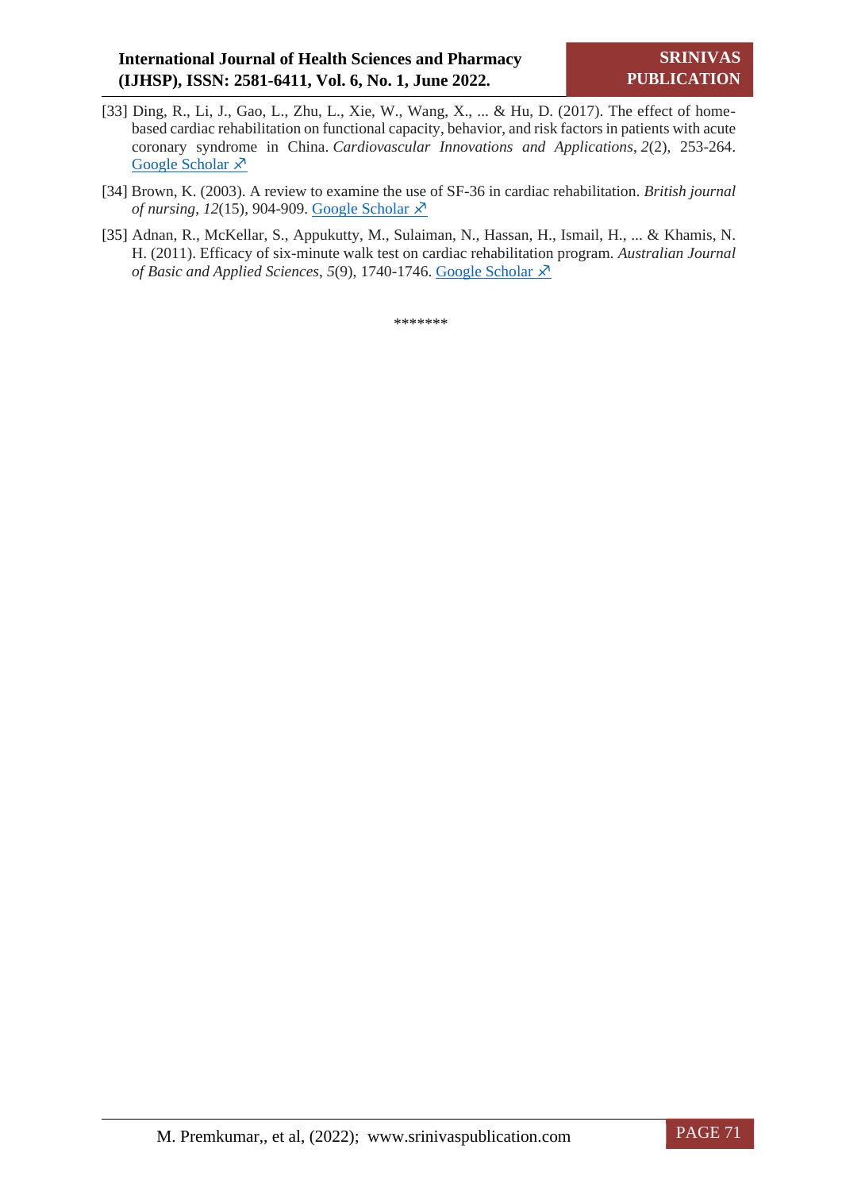[33] Ding, R., Li, J., Gao, L., Zhu, L., Xie, W., Wang, X., ... & Hu, D. (2017). The effect of home-based cardiac rehabilitation on functional capacity, behavior, and risk factors in patients with acute coronary syndrome in China. *Cardiovascular Innovations and Applications*, *2*(2), 253-264. Google Scholar ↗

[34] Brown, K. (2003). A review to examine the use of SF-36 in cardiac rehabilitation. *British journal of nursing*, *12*(15), 904-909. Google Scholar ↗

[35] Adnan, R., McKellar, S., Appukutty, M., Sulaiman, N., Hassan, H., Ismail, H., ... & Khamis, N. H. (2011). Efficacy of six-minute walk test on cardiac rehabilitation program. *Australian Journal of Basic and Applied Sciences*, *5*(9), 1740-1746. Google Scholar ↗

*******